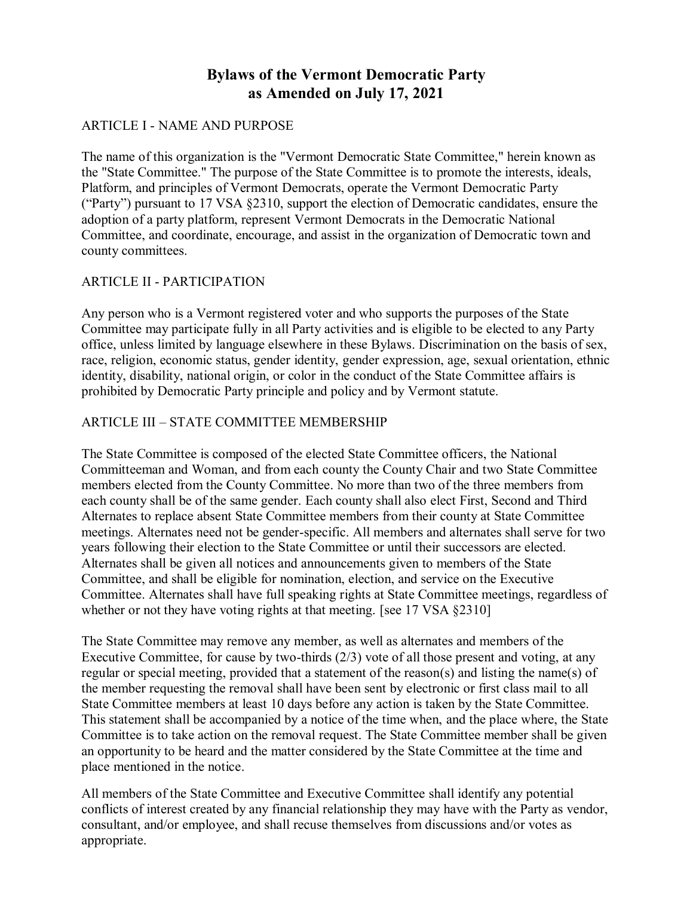# Bylaws of the Vermont Democratic Party as Amended on July 17, 2021

## ARTICLE I - NAME AND PURPOSE

The name of this organization is the "Vermont Democratic State Committee," herein known as the "State Committee." The purpose of the State Committee is to promote the interests, ideals, Platform, and principles of Vermont Democrats, operate the Vermont Democratic Party ("Party") pursuant to 17 VSA §2310, support the election of Democratic candidates, ensure the adoption of a party platform, represent Vermont Democrats in the Democratic National Committee, and coordinate, encourage, and assist in the organization of Democratic town and county committees.

## ARTICLE II - PARTICIPATION

Any person who is a Vermont registered voter and who supports the purposes of the State Committee may participate fully in all Party activities and is eligible to be elected to any Party office, unless limited by language elsewhere in these Bylaws. Discrimination on the basis of sex, race, religion, economic status, gender identity, gender expression, age, sexual orientation, ethnic identity, disability, national origin, or color in the conduct of the State Committee affairs is prohibited by Democratic Party principle and policy and by Vermont statute.

## ARTICLE III – STATE COMMITTEE MEMBERSHIP

The State Committee is composed of the elected State Committee officers, the National Committeeman and Woman, and from each county the County Chair and two State Committee members elected from the County Committee. No more than two of the three members from each county shall be of the same gender. Each county shall also elect First, Second and Third Alternates to replace absent State Committee members from their county at State Committee meetings. Alternates need not be gender-specific. All members and alternates shall serve for two years following their election to the State Committee or until their successors are elected. Alternates shall be given all notices and announcements given to members of the State Committee, and shall be eligible for nomination, election, and service on the Executive Committee. Alternates shall have full speaking rights at State Committee meetings, regardless of whether or not they have voting rights at that meeting. [see 17 VSA §2310]

The State Committee may remove any member, as well as alternates and members of the Executive Committee, for cause by two-thirds (2/3) vote of all those present and voting, at any regular or special meeting, provided that a statement of the reason(s) and listing the name(s) of the member requesting the removal shall have been sent by electronic or first class mail to all State Committee members at least 10 days before any action is taken by the State Committee. This statement shall be accompanied by a notice of the time when, and the place where, the State Committee is to take action on the removal request. The State Committee member shall be given an opportunity to be heard and the matter considered by the State Committee at the time and place mentioned in the notice.

All members of the State Committee and Executive Committee shall identify any potential conflicts of interest created by any financial relationship they may have with the Party as vendor, consultant, and/or employee, and shall recuse themselves from discussions and/or votes as appropriate.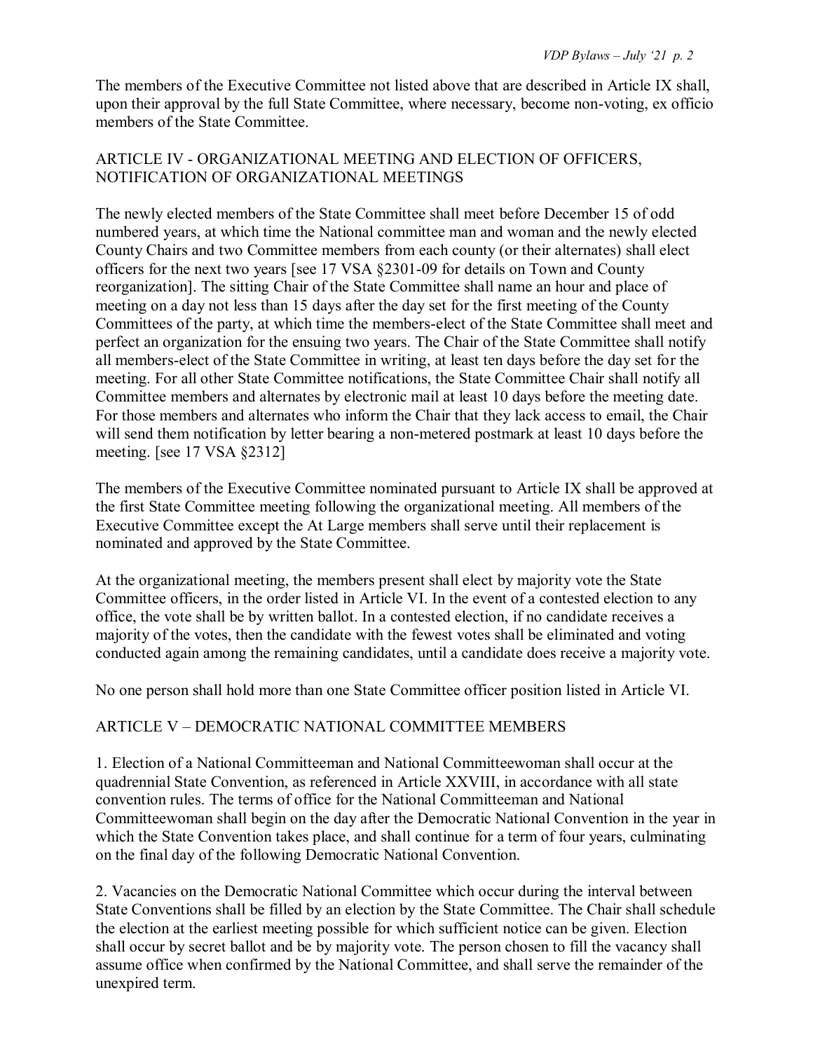The members of the Executive Committee not listed above that are described in Article IX shall, upon their approval by the full State Committee, where necessary, become non-voting, ex officio members of the State Committee.

## ARTICLE IV - ORGANIZATIONAL MEETING AND ELECTION OF OFFICERS, NOTIFICATION OF ORGANIZATIONAL MEETINGS

The newly elected members of the State Committee shall meet before December 15 of odd numbered years, at which time the National committee man and woman and the newly elected County Chairs and two Committee members from each county (or their alternates) shall elect officers for the next two years [see 17 VSA §2301-09 for details on Town and County reorganization]. The sitting Chair of the State Committee shall name an hour and place of meeting on a day not less than 15 days after the day set for the first meeting of the County Committees of the party, at which time the members-elect of the State Committee shall meet and perfect an organization for the ensuing two years. The Chair of the State Committee shall notify all members-elect of the State Committee in writing, at least ten days before the day set for the meeting. For all other State Committee notifications, the State Committee Chair shall notify all Committee members and alternates by electronic mail at least 10 days before the meeting date. For those members and alternates who inform the Chair that they lack access to email, the Chair will send them notification by letter bearing a non-metered postmark at least 10 days before the meeting. [see 17 VSA §2312]

The members of the Executive Committee nominated pursuant to Article IX shall be approved at the first State Committee meeting following the organizational meeting. All members of the Executive Committee except the At Large members shall serve until their replacement is nominated and approved by the State Committee.

At the organizational meeting, the members present shall elect by majority vote the State Committee officers, in the order listed in Article VI. In the event of a contested election to any office, the vote shall be by written ballot. In a contested election, if no candidate receives a majority of the votes, then the candidate with the fewest votes shall be eliminated and voting conducted again among the remaining candidates, until a candidate does receive a majority vote.

No one person shall hold more than one State Committee officer position listed in Article VI.

## ARTICLE V – DEMOCRATIC NATIONAL COMMITTEE MEMBERS

1. Election of a National Committeeman and National Committeewoman shall occur at the quadrennial State Convention, as referenced in Article XXVIII, in accordance with all state convention rules. The terms of office for the National Committeeman and National Committeewoman shall begin on the day after the Democratic National Convention in the year in which the State Convention takes place, and shall continue for a term of four years, culminating on the final day of the following Democratic National Convention.

2. Vacancies on the Democratic National Committee which occur during the interval between State Conventions shall be filled by an election by the State Committee. The Chair shall schedule the election at the earliest meeting possible for which sufficient notice can be given. Election shall occur by secret ballot and be by majority vote. The person chosen to fill the vacancy shall assume office when confirmed by the National Committee, and shall serve the remainder of the unexpired term.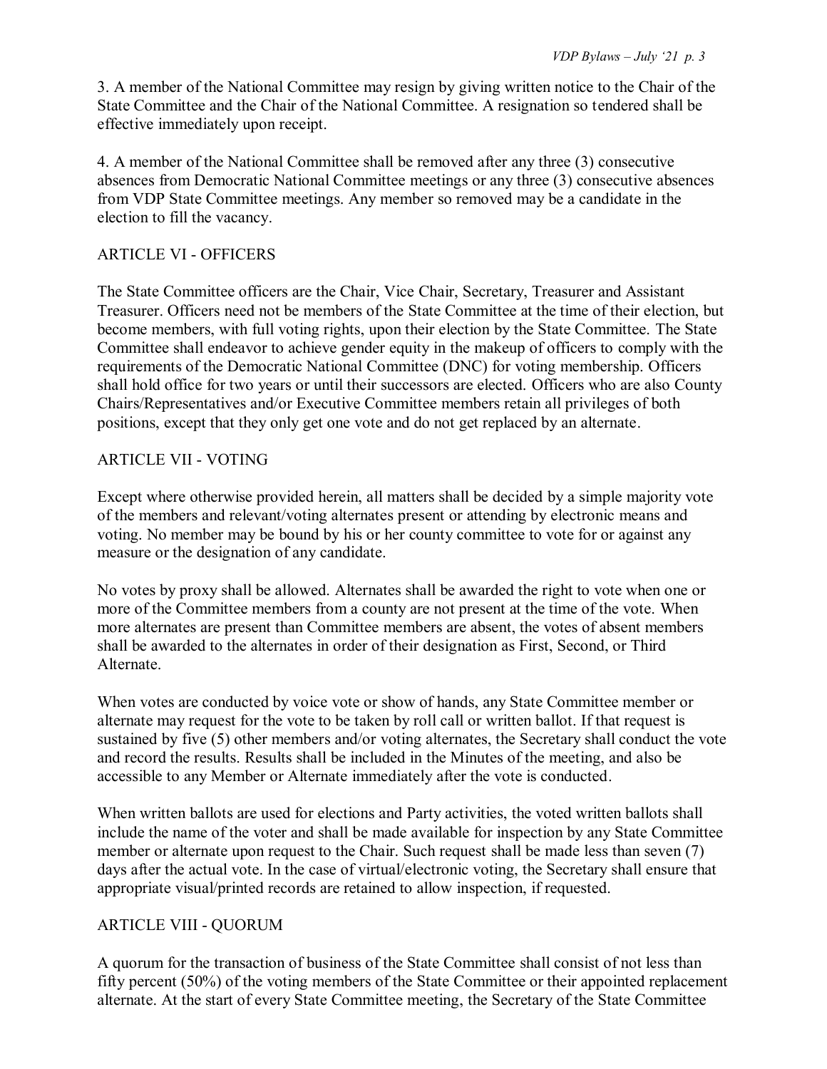3. A member of the National Committee may resign by giving written notice to the Chair of the State Committee and the Chair of the National Committee. A resignation so tendered shall be effective immediately upon receipt.

4. A member of the National Committee shall be removed after any three (3) consecutive absences from Democratic National Committee meetings or any three (3) consecutive absences from VDP State Committee meetings. Any member so removed may be a candidate in the election to fill the vacancy.

## ARTICLE VI - OFFICERS

The State Committee officers are the Chair, Vice Chair, Secretary, Treasurer and Assistant Treasurer. Officers need not be members of the State Committee at the time of their election, but become members, with full voting rights, upon their election by the State Committee. The State Committee shall endeavor to achieve gender equity in the makeup of officers to comply with the requirements of the Democratic National Committee (DNC) for voting membership. Officers shall hold office for two years or until their successors are elected. Officers who are also County Chairs/Representatives and/or Executive Committee members retain all privileges of both positions, except that they only get one vote and do not get replaced by an alternate.

## ARTICLE VII - VOTING

Except where otherwise provided herein, all matters shall be decided by a simple majority vote of the members and relevant/voting alternates present or attending by electronic means and voting. No member may be bound by his or her county committee to vote for or against any measure or the designation of any candidate.

No votes by proxy shall be allowed. Alternates shall be awarded the right to vote when one or more of the Committee members from a county are not present at the time of the vote. When more alternates are present than Committee members are absent, the votes of absent members shall be awarded to the alternates in order of their designation as First, Second, or Third Alternate.

When votes are conducted by voice vote or show of hands, any State Committee member or alternate may request for the vote to be taken by roll call or written ballot. If that request is sustained by five (5) other members and/or voting alternates, the Secretary shall conduct the vote and record the results. Results shall be included in the Minutes of the meeting, and also be accessible to any Member or Alternate immediately after the vote is conducted.

When written ballots are used for elections and Party activities, the voted written ballots shall include the name of the voter and shall be made available for inspection by any State Committee member or alternate upon request to the Chair. Such request shall be made less than seven (7) days after the actual vote. In the case of virtual/electronic voting, the Secretary shall ensure that appropriate visual/printed records are retained to allow inspection, if requested.

## ARTICLE VIII - QUORUM

A quorum for the transaction of business of the State Committee shall consist of not less than fifty percent (50%) of the voting members of the State Committee or their appointed replacement alternate. At the start of every State Committee meeting, the Secretary of the State Committee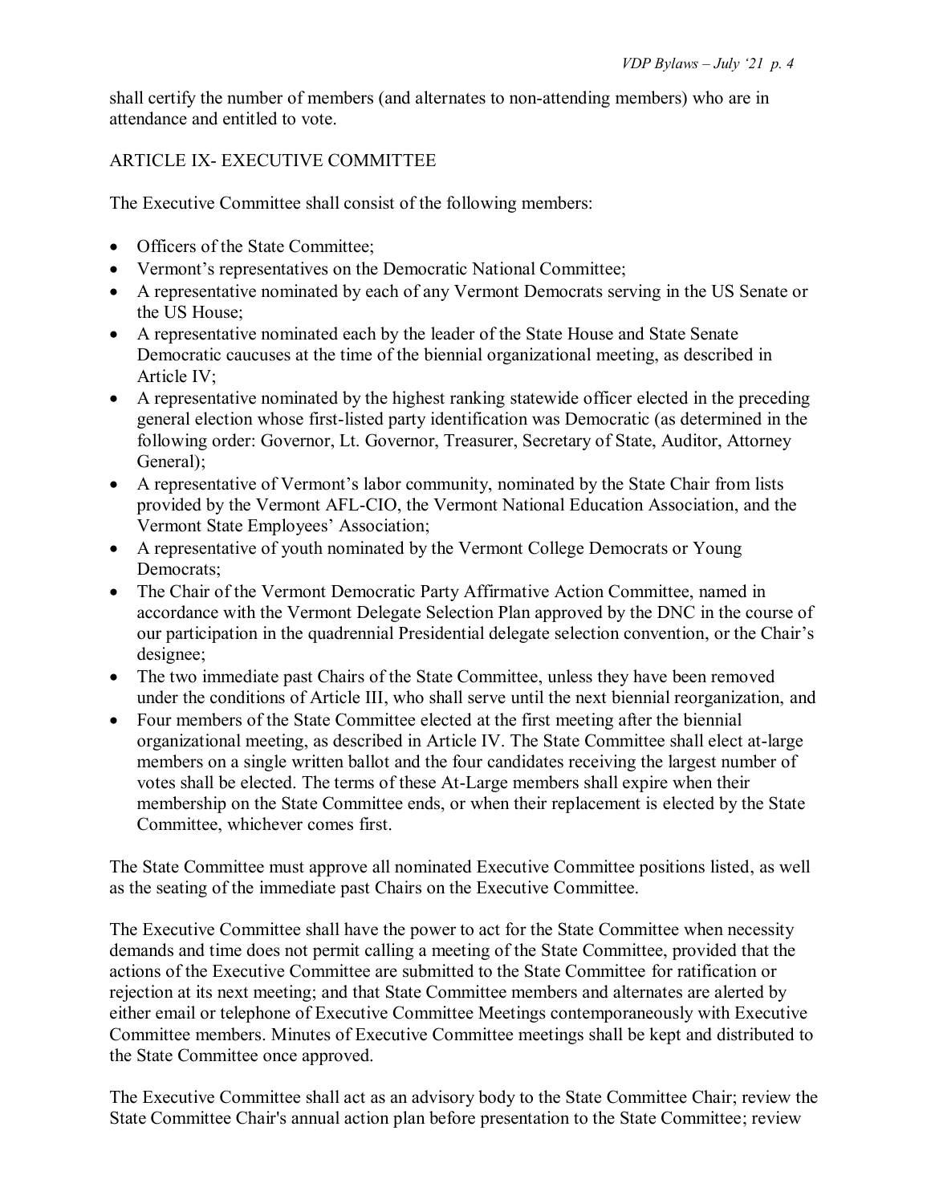shall certify the number of members (and alternates to non-attending members) who are in attendance and entitled to vote.

## ARTICLE IX- EXECUTIVE COMMITTEE

The Executive Committee shall consist of the following members:

- Officers of the State Committee;
- Vermont's representatives on the Democratic National Committee;
- A representative nominated by each of any Vermont Democrats serving in the US Senate or the US House;
- A representative nominated each by the leader of the State House and State Senate Democratic caucuses at the time of the biennial organizational meeting, as described in Article IV;
- A representative nominated by the highest ranking statewide officer elected in the preceding general election whose first-listed party identification was Democratic (as determined in the following order: Governor, Lt. Governor, Treasurer, Secretary of State, Auditor, Attorney General);
- A representative of Vermont's labor community, nominated by the State Chair from lists provided by the Vermont AFL-CIO, the Vermont National Education Association, and the Vermont State Employees' Association;
- A representative of youth nominated by the Vermont College Democrats or Young Democrats;
- The Chair of the Vermont Democratic Party Affirmative Action Committee, named in accordance with the Vermont Delegate Selection Plan approved by the DNC in the course of our participation in the quadrennial Presidential delegate selection convention, or the Chair's designee;
- The two immediate past Chairs of the State Committee, unless they have been removed under the conditions of Article III, who shall serve until the next biennial reorganization, and
- Four members of the State Committee elected at the first meeting after the biennial organizational meeting, as described in Article IV. The State Committee shall elect at-large members on a single written ballot and the four candidates receiving the largest number of votes shall be elected. The terms of these At-Large members shall expire when their membership on the State Committee ends, or when their replacement is elected by the State Committee, whichever comes first.

The State Committee must approve all nominated Executive Committee positions listed, as well as the seating of the immediate past Chairs on the Executive Committee.

The Executive Committee shall have the power to act for the State Committee when necessity demands and time does not permit calling a meeting of the State Committee, provided that the actions of the Executive Committee are submitted to the State Committee for ratification or rejection at its next meeting; and that State Committee members and alternates are alerted by either email or telephone of Executive Committee Meetings contemporaneously with Executive Committee members. Minutes of Executive Committee meetings shall be kept and distributed to the State Committee once approved.

The Executive Committee shall act as an advisory body to the State Committee Chair; review the State Committee Chair's annual action plan before presentation to the State Committee; review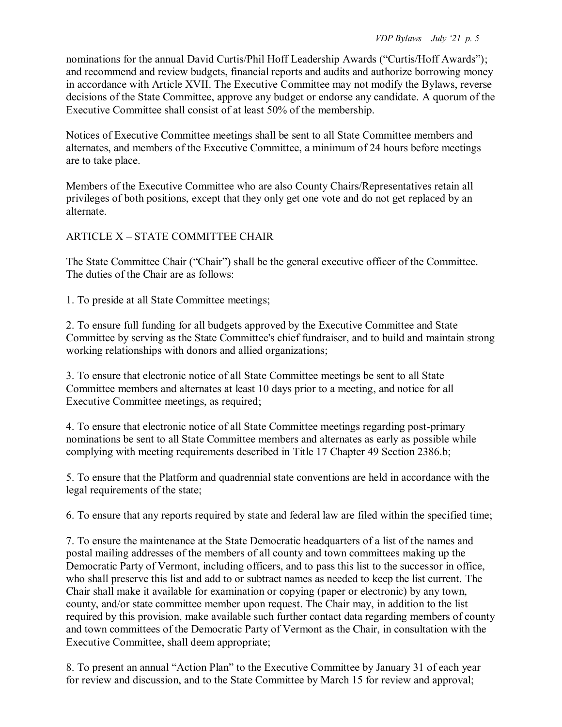nominations for the annual David Curtis/Phil Hoff Leadership Awards ("Curtis/Hoff Awards"); and recommend and review budgets, financial reports and audits and authorize borrowing money in accordance with Article XVII. The Executive Committee may not modify the Bylaws, reverse decisions of the State Committee, approve any budget or endorse any candidate. A quorum of the Executive Committee shall consist of at least 50% of the membership.

Notices of Executive Committee meetings shall be sent to all State Committee members and alternates, and members of the Executive Committee, a minimum of 24 hours before meetings are to take place.

Members of the Executive Committee who are also County Chairs/Representatives retain all privileges of both positions, except that they only get one vote and do not get replaced by an alternate.

## ARTICLE X – STATE COMMITTEE CHAIR

The State Committee Chair ("Chair") shall be the general executive officer of the Committee. The duties of the Chair are as follows:

1. To preside at all State Committee meetings;

2. To ensure full funding for all budgets approved by the Executive Committee and State Committee by serving as the State Committee's chief fundraiser, and to build and maintain strong working relationships with donors and allied organizations;

3. To ensure that electronic notice of all State Committee meetings be sent to all State Committee members and alternates at least 10 days prior to a meeting, and notice for all Executive Committee meetings, as required;

4. To ensure that electronic notice of all State Committee meetings regarding post-primary nominations be sent to all State Committee members and alternates as early as possible while complying with meeting requirements described in Title 17 Chapter 49 Section 2386.b;

5. To ensure that the Platform and quadrennial state conventions are held in accordance with the legal requirements of the state;

6. To ensure that any reports required by state and federal law are filed within the specified time;

7. To ensure the maintenance at the State Democratic headquarters of a list of the names and postal mailing addresses of the members of all county and town committees making up the Democratic Party of Vermont, including officers, and to pass this list to the successor in office, who shall preserve this list and add to or subtract names as needed to keep the list current. The Chair shall make it available for examination or copying (paper or electronic) by any town, county, and/or state committee member upon request. The Chair may, in addition to the list required by this provision, make available such further contact data regarding members of county and town committees of the Democratic Party of Vermont as the Chair, in consultation with the Executive Committee, shall deem appropriate;

8. To present an annual "Action Plan" to the Executive Committee by January 31 of each year for review and discussion, and to the State Committee by March 15 for review and approval;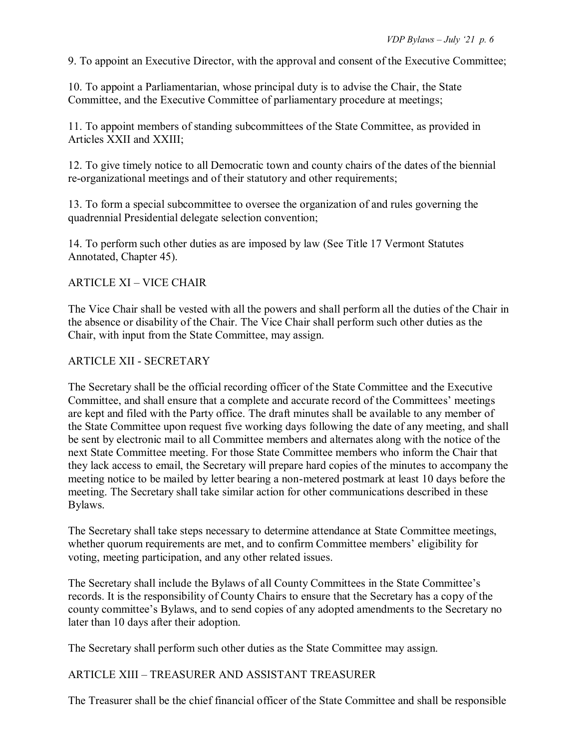9. To appoint an Executive Director, with the approval and consent of the Executive Committee;

10. To appoint a Parliamentarian, whose principal duty is to advise the Chair, the State Committee, and the Executive Committee of parliamentary procedure at meetings;

11. To appoint members of standing subcommittees of the State Committee, as provided in Articles XXII and XXIII;

12. To give timely notice to all Democratic town and county chairs of the dates of the biennial re-organizational meetings and of their statutory and other requirements;

13. To form a special subcommittee to oversee the organization of and rules governing the quadrennial Presidential delegate selection convention;

14. To perform such other duties as are imposed by law (See Title 17 Vermont Statutes Annotated, Chapter 45).

## ARTICLE XI – VICE CHAIR

The Vice Chair shall be vested with all the powers and shall perform all the duties of the Chair in the absence or disability of the Chair. The Vice Chair shall perform such other duties as the Chair, with input from the State Committee, may assign.

## ARTICLE XII - SECRETARY

The Secretary shall be the official recording officer of the State Committee and the Executive Committee, and shall ensure that a complete and accurate record of the Committees' meetings are kept and filed with the Party office. The draft minutes shall be available to any member of the State Committee upon request five working days following the date of any meeting, and shall be sent by electronic mail to all Committee members and alternates along with the notice of the next State Committee meeting. For those State Committee members who inform the Chair that they lack access to email, the Secretary will prepare hard copies of the minutes to accompany the meeting notice to be mailed by letter bearing a non-metered postmark at least 10 days before the meeting. The Secretary shall take similar action for other communications described in these Bylaws.

The Secretary shall take steps necessary to determine attendance at State Committee meetings, whether quorum requirements are met, and to confirm Committee members' eligibility for voting, meeting participation, and any other related issues.

The Secretary shall include the Bylaws of all County Committees in the State Committee's records. It is the responsibility of County Chairs to ensure that the Secretary has a copy of the county committee's Bylaws, and to send copies of any adopted amendments to the Secretary no later than 10 days after their adoption.

The Secretary shall perform such other duties as the State Committee may assign.

## ARTICLE XIII – TREASURER AND ASSISTANT TREASURER

The Treasurer shall be the chief financial officer of the State Committee and shall be responsible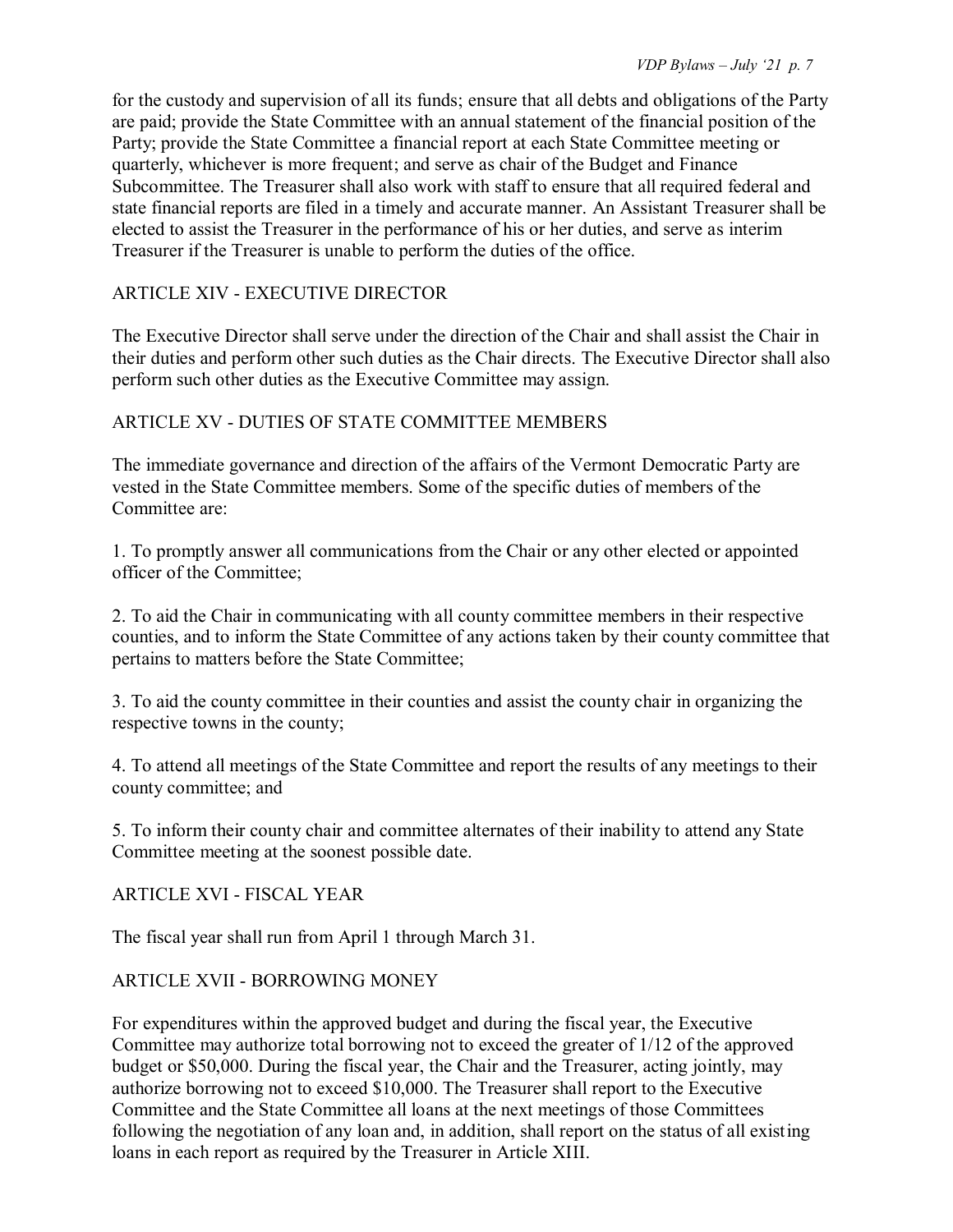for the custody and supervision of all its funds; ensure that all debts and obligations of the Party are paid; provide the State Committee with an annual statement of the financial position of the Party; provide the State Committee a financial report at each State Committee meeting or quarterly, whichever is more frequent; and serve as chair of the Budget and Finance Subcommittee. The Treasurer shall also work with staff to ensure that all required federal and state financial reports are filed in a timely and accurate manner. An Assistant Treasurer shall be elected to assist the Treasurer in the performance of his or her duties, and serve as interim Treasurer if the Treasurer is unable to perform the duties of the office.

## ARTICLE XIV - EXECUTIVE DIRECTOR

The Executive Director shall serve under the direction of the Chair and shall assist the Chair in their duties and perform other such duties as the Chair directs. The Executive Director shall also perform such other duties as the Executive Committee may assign.

## ARTICLE XV - DUTIES OF STATE COMMITTEE MEMBERS

The immediate governance and direction of the affairs of the Vermont Democratic Party are vested in the State Committee members. Some of the specific duties of members of the Committee are:

1. To promptly answer all communications from the Chair or any other elected or appointed officer of the Committee;

2. To aid the Chair in communicating with all county committee members in their respective counties, and to inform the State Committee of any actions taken by their county committee that pertains to matters before the State Committee;

3. To aid the county committee in their counties and assist the county chair in organizing the respective towns in the county;

4. To attend all meetings of the State Committee and report the results of any meetings to their county committee; and

5. To inform their county chair and committee alternates of their inability to attend any State Committee meeting at the soonest possible date.

## ARTICLE XVI - FISCAL YEAR

The fiscal year shall run from April 1 through March 31.

## ARTICLE XVII - BORROWING MONEY

For expenditures within the approved budget and during the fiscal year, the Executive Committee may authorize total borrowing not to exceed the greater of 1/12 of the approved budget or $50,000. During the fiscal year, the Chair and the Treasurer, acting jointly, may authorize borrowing not to exceed $10,000. The Treasurer shall report to the Executive Committee and the State Committee all loans at the next meetings of those Committees following the negotiation of any loan and, in addition, shall report on the status of all existing loans in each report as required by the Treasurer in Article XIII.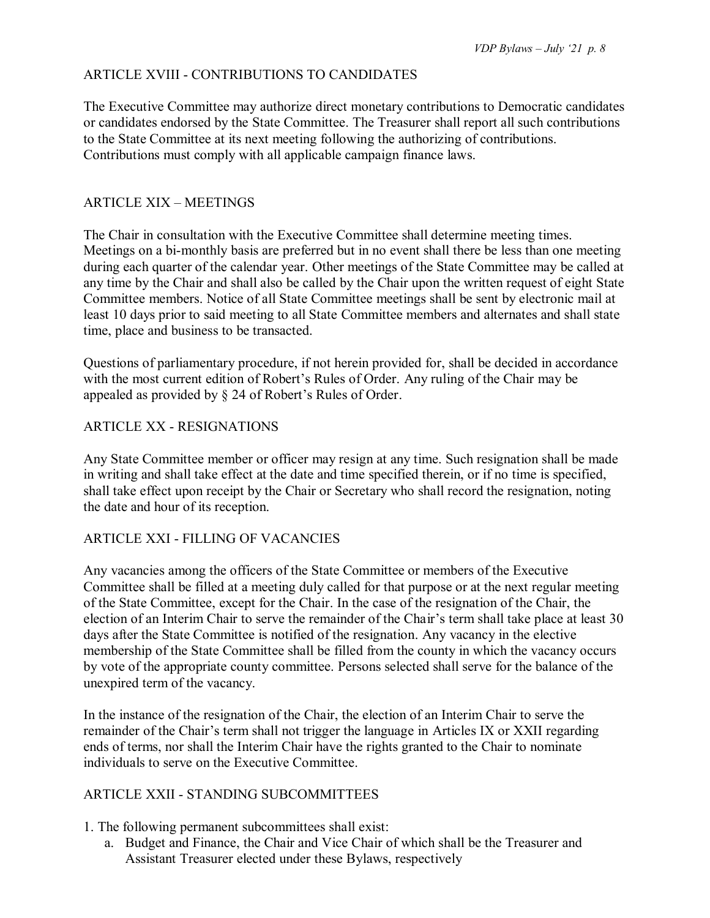## ARTICLE XVIII - CONTRIBUTIONS TO CANDIDATES

The Executive Committee may authorize direct monetary contributions to Democratic candidates or candidates endorsed by the State Committee. The Treasurer shall report all such contributions to the State Committee at its next meeting following the authorizing of contributions. Contributions must comply with all applicable campaign finance laws.

## ARTICLE XIX – MEETINGS

The Chair in consultation with the Executive Committee shall determine meeting times. Meetings on a bi-monthly basis are preferred but in no event shall there be less than one meeting during each quarter of the calendar year. Other meetings of the State Committee may be called at any time by the Chair and shall also be called by the Chair upon the written request of eight State Committee members. Notice of all State Committee meetings shall be sent by electronic mail at least 10 days prior to said meeting to all State Committee members and alternates and shall state time, place and business to be transacted.

Questions of parliamentary procedure, if not herein provided for, shall be decided in accordance with the most current edition of Robert's Rules of Order. Any ruling of the Chair may be appealed as provided by § 24 of Robert's Rules of Order.

## ARTICLE XX - RESIGNATIONS

Any State Committee member or officer may resign at any time. Such resignation shall be made in writing and shall take effect at the date and time specified therein, or if no time is specified, shall take effect upon receipt by the Chair or Secretary who shall record the resignation, noting the date and hour of its reception.

## ARTICLE XXI - FILLING OF VACANCIES

Any vacancies among the officers of the State Committee or members of the Executive Committee shall be filled at a meeting duly called for that purpose or at the next regular meeting of the State Committee, except for the Chair. In the case of the resignation of the Chair, the election of an Interim Chair to serve the remainder of the Chair's term shall take place at least 30 days after the State Committee is notified of the resignation. Any vacancy in the elective membership of the State Committee shall be filled from the county in which the vacancy occurs by vote of the appropriate county committee. Persons selected shall serve for the balance of the unexpired term of the vacancy.

In the instance of the resignation of the Chair, the election of an Interim Chair to serve the remainder of the Chair's term shall not trigger the language in Articles IX or XXII regarding ends of terms, nor shall the Interim Chair have the rights granted to the Chair to nominate individuals to serve on the Executive Committee.

## ARTICLE XXII - STANDING SUBCOMMITTEES

1. The following permanent subcommittees shall exist:
   a. Budget and Finance, the Chair and Vice Chair of which shall be the Treasurer and Assistant Treasurer elected under these Bylaws, respectively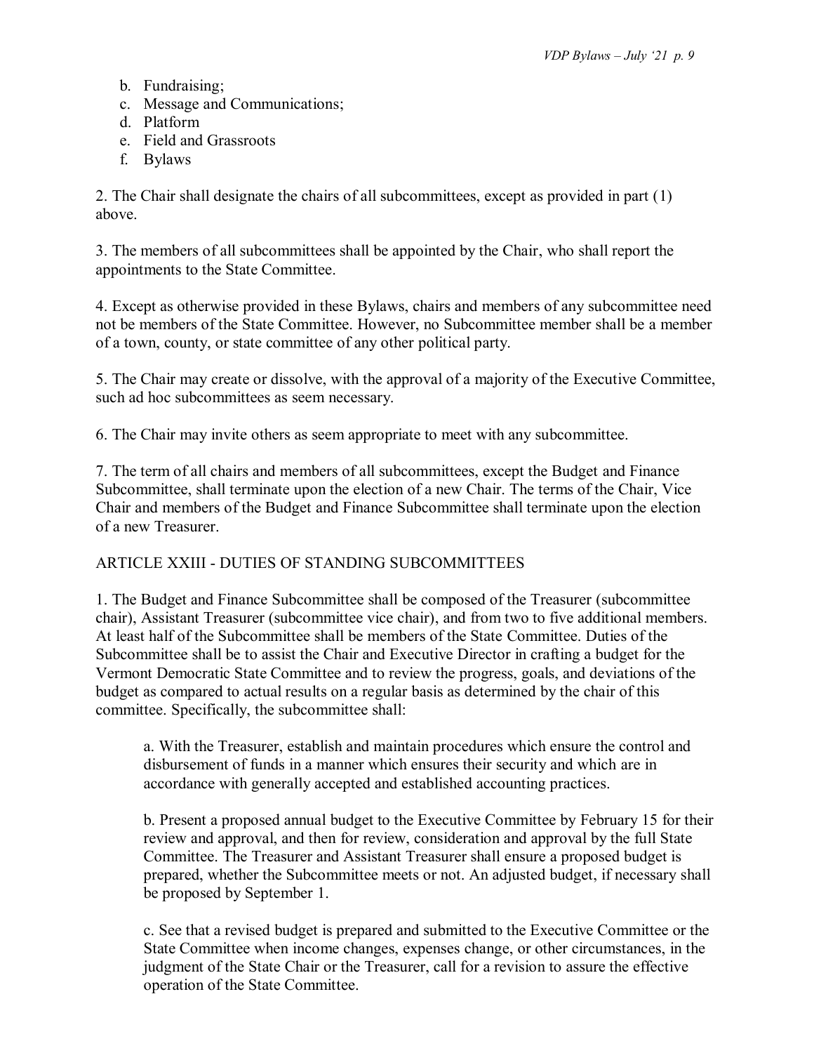b. Fundraising;
c. Message and Communications;
d. Platform
e. Field and Grassroots
f. Bylaws

2. The Chair shall designate the chairs of all subcommittees, except as provided in part (1) above.

3. The members of all subcommittees shall be appointed by the Chair, who shall report the appointments to the State Committee.

4. Except as otherwise provided in these Bylaws, chairs and members of any subcommittee need not be members of the State Committee. However, no Subcommittee member shall be a member of a town, county, or state committee of any other political party.

5. The Chair may create or dissolve, with the approval of a majority of the Executive Committee, such ad hoc subcommittees as seem necessary.

6. The Chair may invite others as seem appropriate to meet with any subcommittee.

7. The term of all chairs and members of all subcommittees, except the Budget and Finance Subcommittee, shall terminate upon the election of a new Chair. The terms of the Chair, Vice Chair and members of the Budget and Finance Subcommittee shall terminate upon the election of a new Treasurer.

## ARTICLE XXIII - DUTIES OF STANDING SUBCOMMITTEES

1. The Budget and Finance Subcommittee shall be composed of the Treasurer (subcommittee chair), Assistant Treasurer (subcommittee vice chair), and from two to five additional members. At least half of the Subcommittee shall be members of the State Committee. Duties of the Subcommittee shall be to assist the Chair and Executive Director in crafting a budget for the Vermont Democratic State Committee and to review the progress, goals, and deviations of the budget as compared to actual results on a regular basis as determined by the chair of this committee. Specifically, the subcommittee shall:

a. With the Treasurer, establish and maintain procedures which ensure the control and disbursement of funds in a manner which ensures their security and which are in accordance with generally accepted and established accounting practices.

b. Present a proposed annual budget to the Executive Committee by February 15 for their review and approval, and then for review, consideration and approval by the full State Committee. The Treasurer and Assistant Treasurer shall ensure a proposed budget is prepared, whether the Subcommittee meets or not. An adjusted budget, if necessary shall be proposed by September 1.

c. See that a revised budget is prepared and submitted to the Executive Committee or the State Committee when income changes, expenses change, or other circumstances, in the judgment of the State Chair or the Treasurer, call for a revision to assure the effective operation of the State Committee.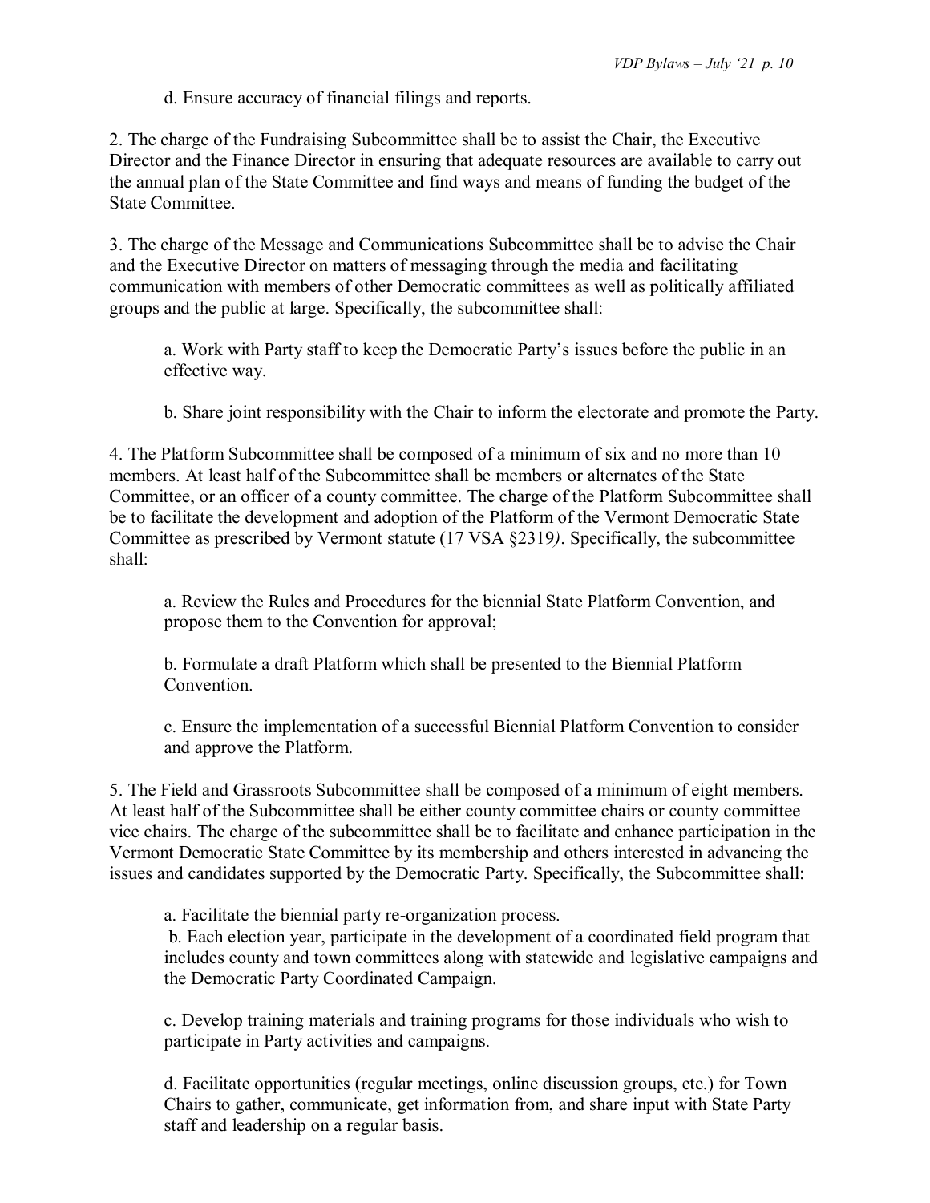d. Ensure accuracy of financial filings and reports.

2. The charge of the Fundraising Subcommittee shall be to assist the Chair, the Executive Director and the Finance Director in ensuring that adequate resources are available to carry out the annual plan of the State Committee and find ways and means of funding the budget of the State Committee.

3. The charge of the Message and Communications Subcommittee shall be to advise the Chair and the Executive Director on matters of messaging through the media and facilitating communication with members of other Democratic committees as well as politically affiliated groups and the public at large. Specifically, the subcommittee shall:

a. Work with Party staff to keep the Democratic Party's issues before the public in an effective way.

b. Share joint responsibility with the Chair to inform the electorate and promote the Party.

4. The Platform Subcommittee shall be composed of a minimum of six and no more than 10 members. At least half of the Subcommittee shall be members or alternates of the State Committee, or an officer of a county committee. The charge of the Platform Subcommittee shall be to facilitate the development and adoption of the Platform of the Vermont Democratic State Committee as prescribed by Vermont statute (17 VSA §2319*)*. Specifically, the subcommittee shall:

a. Review the Rules and Procedures for the biennial State Platform Convention, and propose them to the Convention for approval;

b. Formulate a draft Platform which shall be presented to the Biennial Platform Convention.

c. Ensure the implementation of a successful Biennial Platform Convention to consider and approve the Platform.

5. The Field and Grassroots Subcommittee shall be composed of a minimum of eight members. At least half of the Subcommittee shall be either county committee chairs or county committee vice chairs. The charge of the subcommittee shall be to facilitate and enhance participation in the Vermont Democratic State Committee by its membership and others interested in advancing the issues and candidates supported by the Democratic Party. Specifically, the Subcommittee shall:

a. Facilitate the biennial party re-organization process.

b. Each election year, participate in the development of a coordinated field program that includes county and town committees along with statewide and legislative campaigns and the Democratic Party Coordinated Campaign.

c. Develop training materials and training programs for those individuals who wish to participate in Party activities and campaigns.

d. Facilitate opportunities (regular meetings, online discussion groups, etc.) for Town Chairs to gather, communicate, get information from, and share input with State Party staff and leadership on a regular basis.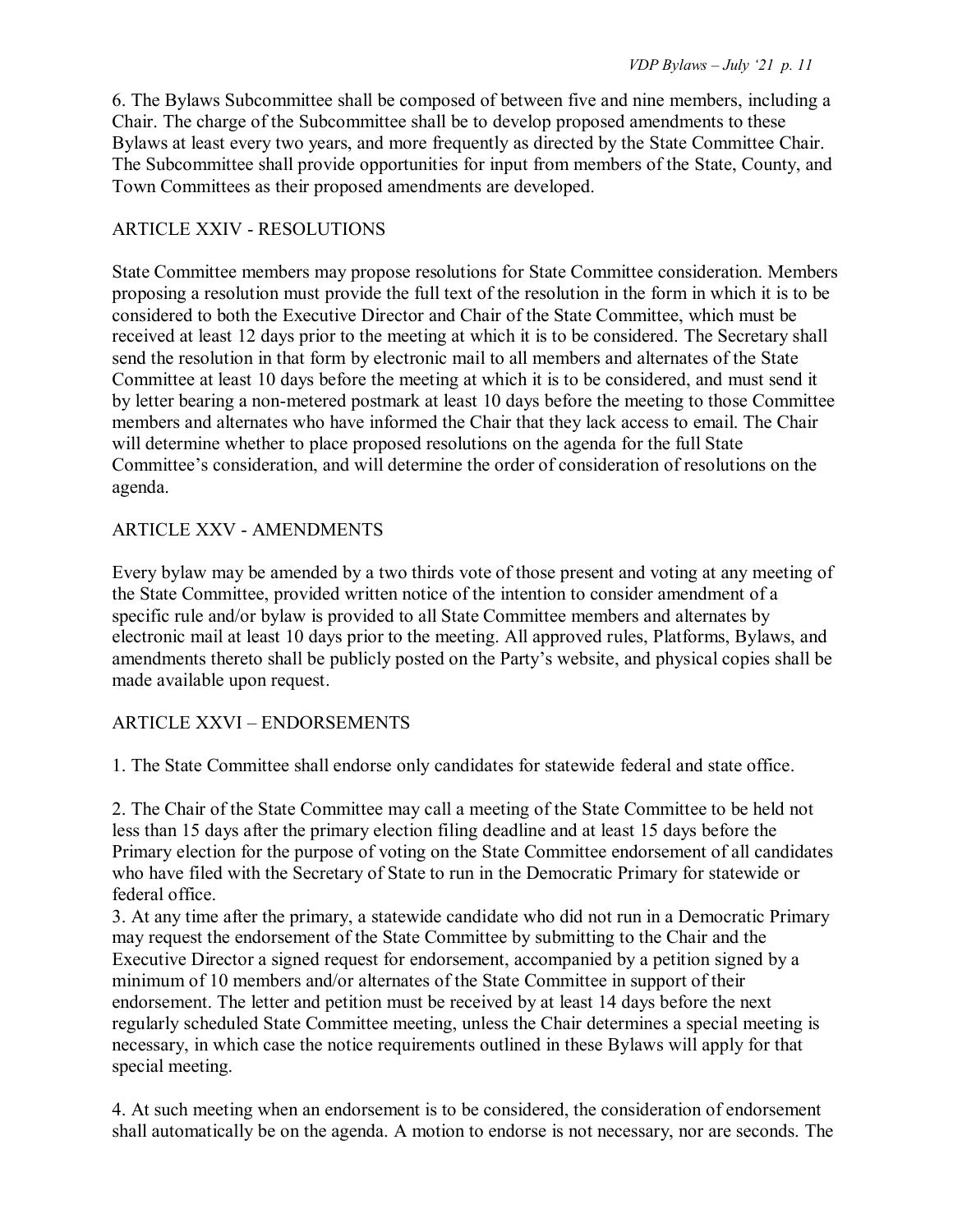6. The Bylaws Subcommittee shall be composed of between five and nine members, including a Chair. The charge of the Subcommittee shall be to develop proposed amendments to these Bylaws at least every two years, and more frequently as directed by the State Committee Chair. The Subcommittee shall provide opportunities for input from members of the State, County, and Town Committees as their proposed amendments are developed.

## ARTICLE XXIV - RESOLUTIONS

State Committee members may propose resolutions for State Committee consideration. Members proposing a resolution must provide the full text of the resolution in the form in which it is to be considered to both the Executive Director and Chair of the State Committee, which must be received at least 12 days prior to the meeting at which it is to be considered. The Secretary shall send the resolution in that form by electronic mail to all members and alternates of the State Committee at least 10 days before the meeting at which it is to be considered, and must send it by letter bearing a non-metered postmark at least 10 days before the meeting to those Committee members and alternates who have informed the Chair that they lack access to email. The Chair will determine whether to place proposed resolutions on the agenda for the full State Committee's consideration, and will determine the order of consideration of resolutions on the agenda.

## ARTICLE XXV - AMENDMENTS

Every bylaw may be amended by a two thirds vote of those present and voting at any meeting of the State Committee, provided written notice of the intention to consider amendment of a specific rule and/or bylaw is provided to all State Committee members and alternates by electronic mail at least 10 days prior to the meeting. All approved rules, Platforms, Bylaws, and amendments thereto shall be publicly posted on the Party's website, and physical copies shall be made available upon request.

## ARTICLE XXVI – ENDORSEMENTS

1. The State Committee shall endorse only candidates for statewide federal and state office.

2. The Chair of the State Committee may call a meeting of the State Committee to be held not less than 15 days after the primary election filing deadline and at least 15 days before the Primary election for the purpose of voting on the State Committee endorsement of all candidates who have filed with the Secretary of State to run in the Democratic Primary for statewide or federal office.

3. At any time after the primary, a statewide candidate who did not run in a Democratic Primary may request the endorsement of the State Committee by submitting to the Chair and the Executive Director a signed request for endorsement, accompanied by a petition signed by a minimum of 10 members and/or alternates of the State Committee in support of their endorsement. The letter and petition must be received by at least 14 days before the next regularly scheduled State Committee meeting, unless the Chair determines a special meeting is necessary, in which case the notice requirements outlined in these Bylaws will apply for that special meeting.

4. At such meeting when an endorsement is to be considered, the consideration of endorsement shall automatically be on the agenda. A motion to endorse is not necessary, nor are seconds. The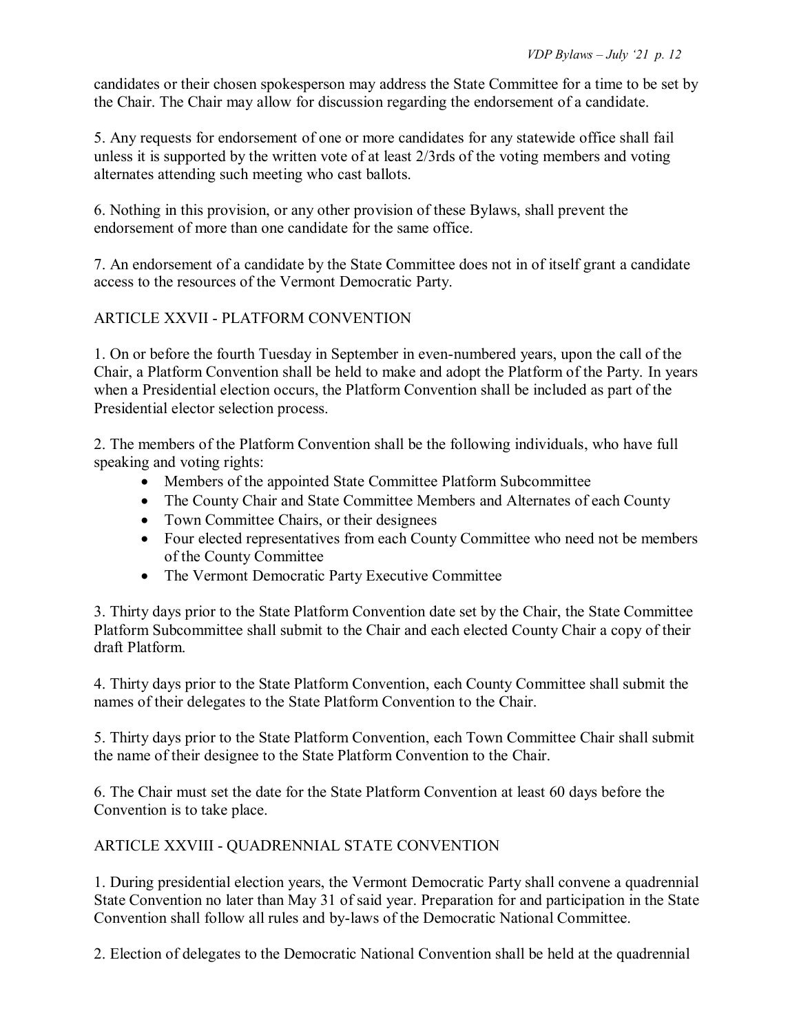candidates or their chosen spokesperson may address the State Committee for a time to be set by the Chair. The Chair may allow for discussion regarding the endorsement of a candidate.

5. Any requests for endorsement of one or more candidates for any statewide office shall fail unless it is supported by the written vote of at least 2/3rds of the voting members and voting alternates attending such meeting who cast ballots.

6. Nothing in this provision, or any other provision of these Bylaws, shall prevent the endorsement of more than one candidate for the same office.

7. An endorsement of a candidate by the State Committee does not in of itself grant a candidate access to the resources of the Vermont Democratic Party.

## ARTICLE XXVII - PLATFORM CONVENTION

1. On or before the fourth Tuesday in September in even-numbered years, upon the call of the Chair, a Platform Convention shall be held to make and adopt the Platform of the Party. In years when a Presidential election occurs, the Platform Convention shall be included as part of the Presidential elector selection process.

2. The members of the Platform Convention shall be the following individuals, who have full speaking and voting rights:
   - Members of the appointed State Committee Platform Subcommittee
   - The County Chair and State Committee Members and Alternates of each County
   - Town Committee Chairs, or their designees
   - Four elected representatives from each County Committee who need not be members of the County Committee
   - The Vermont Democratic Party Executive Committee

3. Thirty days prior to the State Platform Convention date set by the Chair, the State Committee Platform Subcommittee shall submit to the Chair and each elected County Chair a copy of their draft Platform.

4. Thirty days prior to the State Platform Convention, each County Committee shall submit the names of their delegates to the State Platform Convention to the Chair.

5. Thirty days prior to the State Platform Convention, each Town Committee Chair shall submit the name of their designee to the State Platform Convention to the Chair.

6. The Chair must set the date for the State Platform Convention at least 60 days before the Convention is to take place.

## ARTICLE XXVIII - QUADRENNIAL STATE CONVENTION

1. During presidential election years, the Vermont Democratic Party shall convene a quadrennial State Convention no later than May 31 of said year. Preparation for and participation in the State Convention shall follow all rules and by-laws of the Democratic National Committee.

2. Election of delegates to the Democratic National Convention shall be held at the quadrennial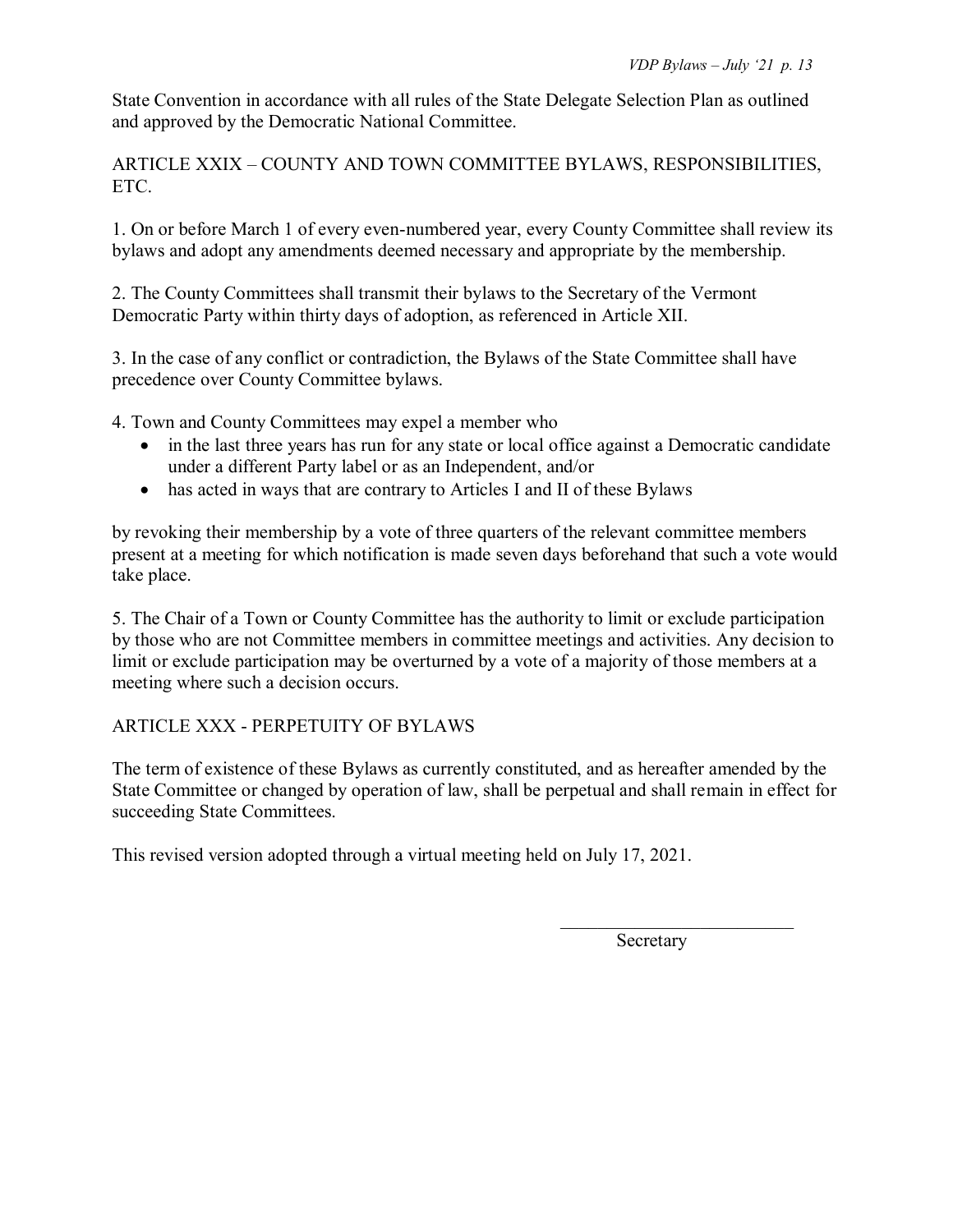State Convention in accordance with all rules of the State Delegate Selection Plan as outlined and approved by the Democratic National Committee.

## ARTICLE XXIX – COUNTY AND TOWN COMMITTEE BYLAWS, RESPONSIBILITIES, ETC.

1. On or before March 1 of every even-numbered year, every County Committee shall review its bylaws and adopt any amendments deemed necessary and appropriate by the membership.

2. The County Committees shall transmit their bylaws to the Secretary of the Vermont Democratic Party within thirty days of adoption, as referenced in Article XII.

3. In the case of any conflict or contradiction, the Bylaws of the State Committee shall have precedence over County Committee bylaws.

4. Town and County Committees may expel a member who
   - in the last three years has run for any state or local office against a Democratic candidate under a different Party label or as an Independent, and/or
   - has acted in ways that are contrary to Articles I and II of these Bylaws

by revoking their membership by a vote of three quarters of the relevant committee members present at a meeting for which notification is made seven days beforehand that such a vote would take place.

5. The Chair of a Town or County Committee has the authority to limit or exclude participation by those who are not Committee members in committee meetings and activities. Any decision to limit or exclude participation may be overturned by a vote of a majority of those members at a meeting where such a decision occurs.

## ARTICLE XXX - PERPETUITY OF BYLAWS

The term of existence of these Bylaws as currently constituted, and as hereafter amended by the State Committee or changed by operation of law, shall be perpetual and shall remain in effect for succeeding State Committees.

This revised version adopted through a virtual meeting held on July 17, 2021.

\_\_\_\_\_\_\_\_\_\_\_\_\_\_\_\_\_\_\_\_\_\_\_\_\_\_

Secretary